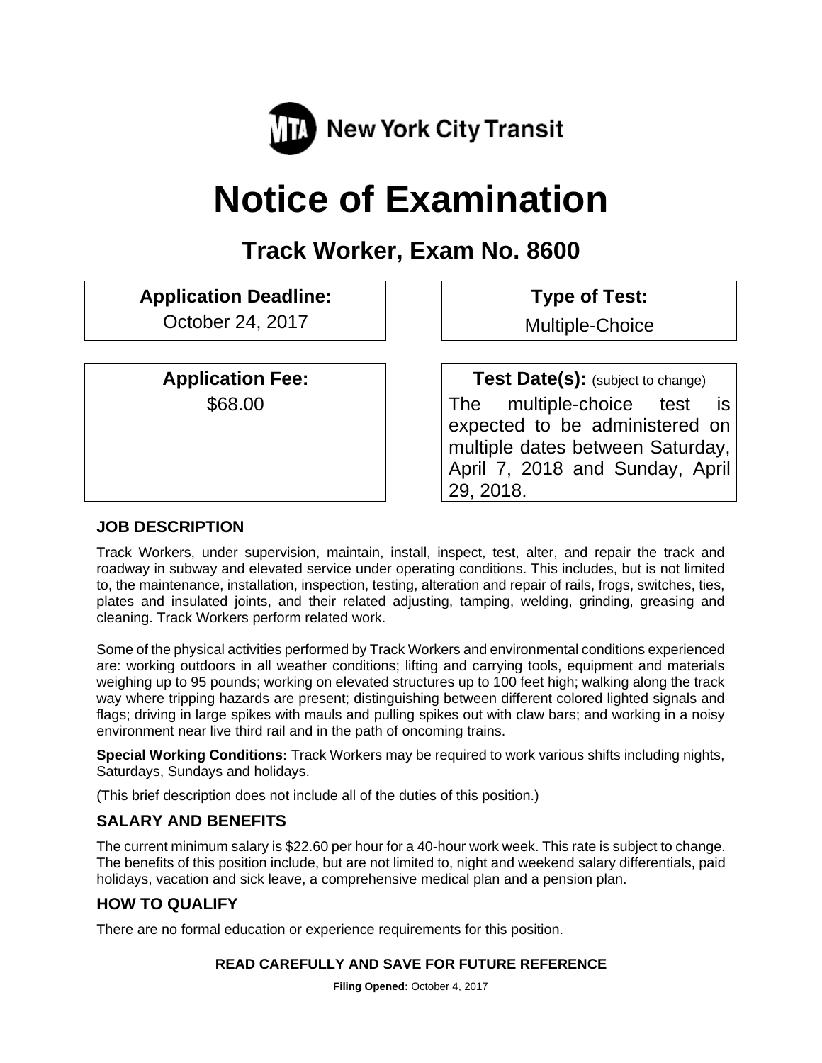New York City Transit

# Notice of Examination

## Track Worker, Exam No. 8600

**Application Deadline:**
October 24, 2017

**Type of Test:**
Multiple-Choice

**Application Fee:**
$68.00

**Test Date(s):** (subject to change)
The multiple-choice test is expected to be administered on multiple dates between Saturday, April 7, 2018 and Sunday, April 29, 2018.

### JOB DESCRIPTION

Track Workers, under supervision, maintain, install, inspect, test, alter, and repair the track and roadway in subway and elevated service under operating conditions. This includes, but is not limited to, the maintenance, installation, inspection, testing, alteration and repair of rails, frogs, switches, ties, plates and insulated joints, and their related adjusting, tamping, welding, grinding, greasing and cleaning. Track Workers perform related work.

Some of the physical activities performed by Track Workers and environmental conditions experienced are: working outdoors in all weather conditions; lifting and carrying tools, equipment and materials weighing up to 95 pounds; working on elevated structures up to 100 feet high; walking along the track way where tripping hazards are present; distinguishing between different colored lighted signals and flags; driving in large spikes with mauls and pulling spikes out with claw bars; and working in a noisy environment near live third rail and in the path of oncoming trains.

**Special Working Conditions:** Track Workers may be required to work various shifts including nights, Saturdays, Sundays and holidays.

(This brief description does not include all of the duties of this position.)

### SALARY AND BENEFITS

The current minimum salary is $22.60 per hour for a 40-hour work week. This rate is subject to change. The benefits of this position include, but are not limited to, night and weekend salary differentials, paid holidays, vacation and sick leave, a comprehensive medical plan and a pension plan.

### HOW TO QUALIFY

There are no formal education or experience requirements for this position.

**READ CAREFULLY AND SAVE FOR FUTURE REFERENCE**

**Filing Opened:** October 4, 2017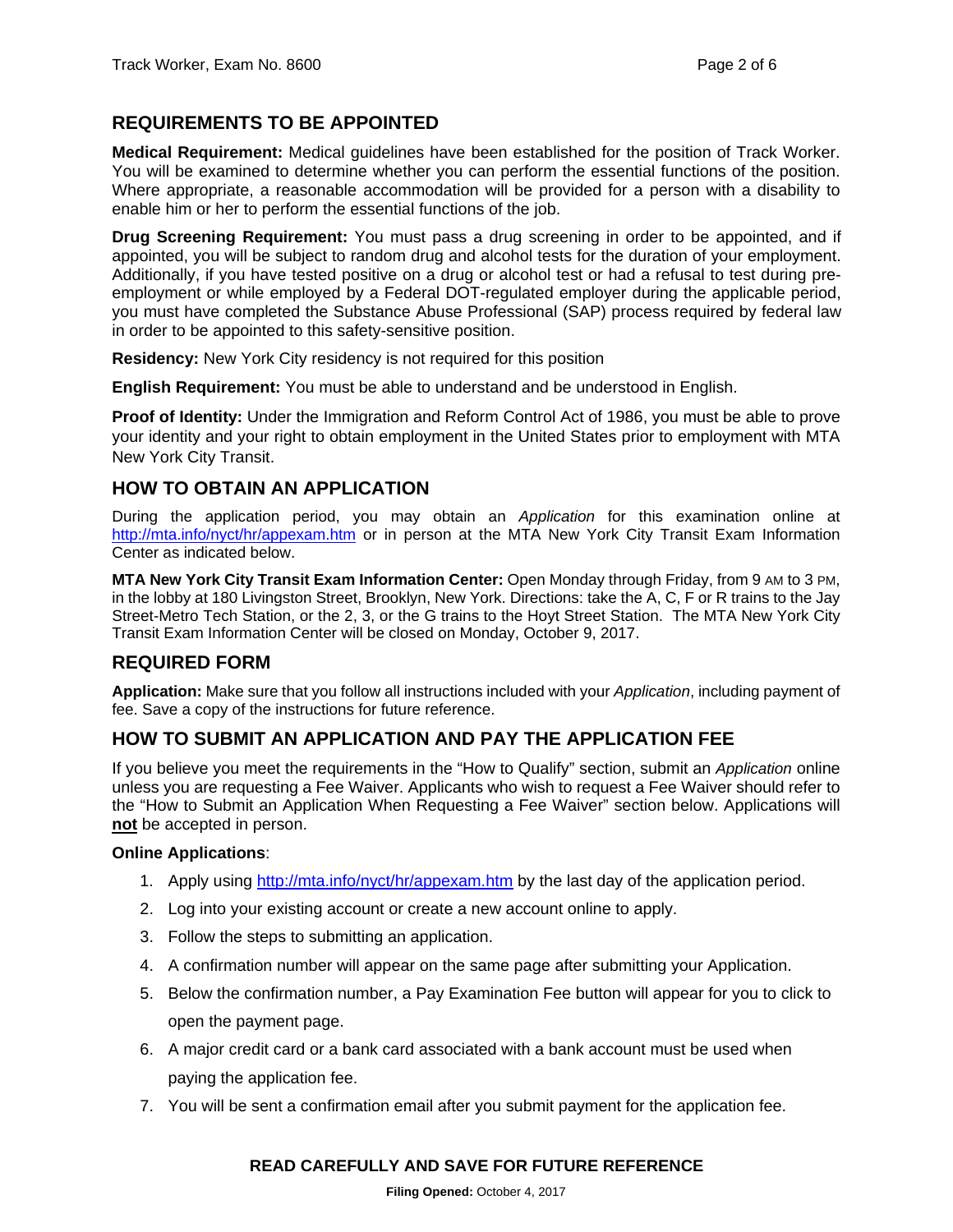## REQUIREMENTS TO BE APPOINTED

**Medical Requirement:** Medical guidelines have been established for the position of Track Worker. You will be examined to determine whether you can perform the essential functions of the position. Where appropriate, a reasonable accommodation will be provided for a person with a disability to enable him or her to perform the essential functions of the job.

**Drug Screening Requirement:** You must pass a drug screening in order to be appointed, and if appointed, you will be subject to random drug and alcohol tests for the duration of your employment. Additionally, if you have tested positive on a drug or alcohol test or had a refusal to test during pre-employment or while employed by a Federal DOT-regulated employer during the applicable period, you must have completed the Substance Abuse Professional (SAP) process required by federal law in order to be appointed to this safety-sensitive position.

**Residency:** New York City residency is not required for this position

**English Requirement:** You must be able to understand and be understood in English.

**Proof of Identity:** Under the Immigration and Reform Control Act of 1986, you must be able to prove your identity and your right to obtain employment in the United States prior to employment with MTA New York City Transit.

## HOW TO OBTAIN AN APPLICATION

During the application period, you may obtain an *Application* for this examination online at http://mta.info/nyct/hr/appexam.htm or in person at the MTA New York City Transit Exam Information Center as indicated below.

**MTA New York City Transit Exam Information Center:** Open Monday through Friday, from 9 AM to 3 PM, in the lobby at 180 Livingston Street, Brooklyn, New York. Directions: take the A, C, F or R trains to the Jay Street-Metro Tech Station, or the 2, 3, or the G trains to the Hoyt Street Station. The MTA New York City Transit Exam Information Center will be closed on Monday, October 9, 2017.

## REQUIRED FORM

**Application:** Make sure that you follow all instructions included with your *Application*, including payment of fee. Save a copy of the instructions for future reference.

## HOW TO SUBMIT AN APPLICATION AND PAY THE APPLICATION FEE

If you believe you meet the requirements in the "How to Qualify" section, submit an *Application* online unless you are requesting a Fee Waiver. Applicants who wish to request a Fee Waiver should refer to the "How to Submit an Application When Requesting a Fee Waiver" section below. Applications will **not** be accepted in person.

**Online Applications**:

1. Apply using http://mta.info/nyct/hr/appexam.htm by the last day of the application period.
2. Log into your existing account or create a new account online to apply.
3. Follow the steps to submitting an application.
4. A confirmation number will appear on the same page after submitting your Application.
5. Below the confirmation number, a Pay Examination Fee button will appear for you to click to open the payment page.
6. A major credit card or a bank card associated with a bank account must be used when paying the application fee.
7. You will be sent a confirmation email after you submit payment for the application fee.

**READ CAREFULLY AND SAVE FOR FUTURE REFERENCE**

**Filing Opened:** October 4, 2017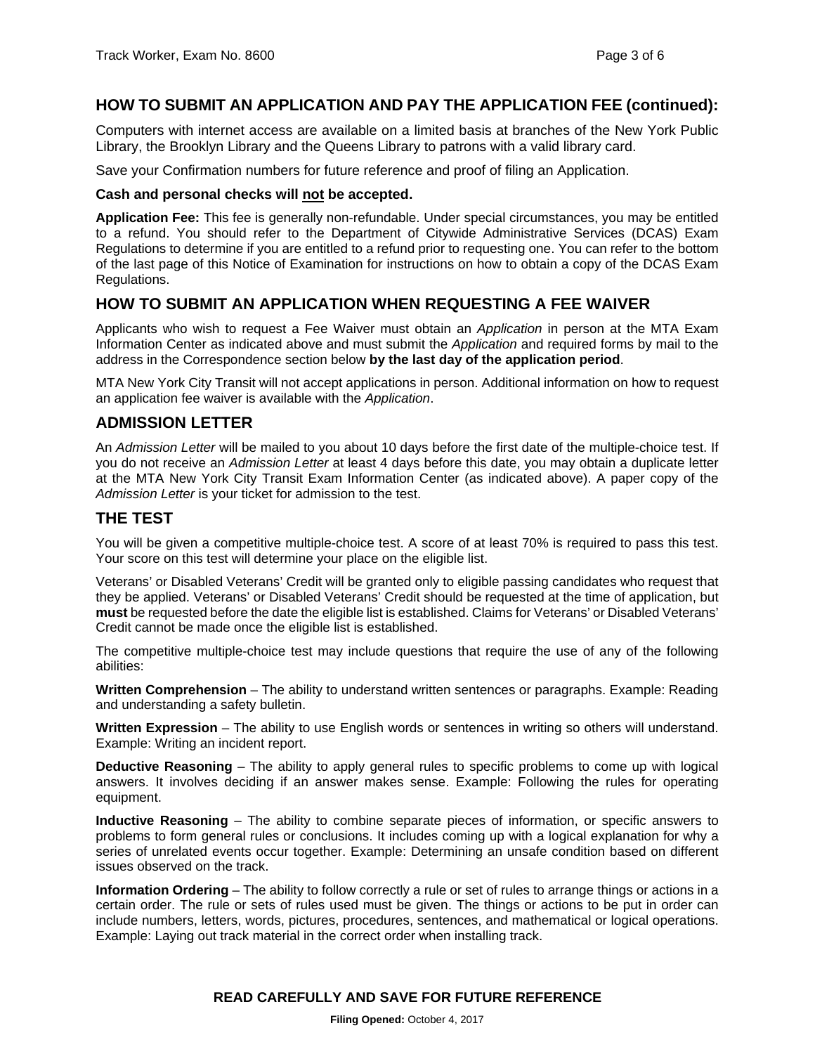## HOW TO SUBMIT AN APPLICATION AND PAY THE APPLICATION FEE (continued):

Computers with internet access are available on a limited basis at branches of the New York Public Library, the Brooklyn Library and the Queens Library to patrons with a valid library card.

Save your Confirmation numbers for future reference and proof of filing an Application.

**Cash and personal checks will not be accepted.**

**Application Fee:** This fee is generally non-refundable. Under special circumstances, you may be entitled to a refund. You should refer to the Department of Citywide Administrative Services (DCAS) Exam Regulations to determine if you are entitled to a refund prior to requesting one. You can refer to the bottom of the last page of this Notice of Examination for instructions on how to obtain a copy of the DCAS Exam Regulations.

## HOW TO SUBMIT AN APPLICATION WHEN REQUESTING A FEE WAIVER

Applicants who wish to request a Fee Waiver must obtain an *Application* in person at the MTA Exam Information Center as indicated above and must submit the *Application* and required forms by mail to the address in the Correspondence section below **by the last day of the application period**.

MTA New York City Transit will not accept applications in person. Additional information on how to request an application fee waiver is available with the *Application*.

## ADMISSION LETTER

An *Admission Letter* will be mailed to you about 10 days before the first date of the multiple-choice test. If you do not receive an *Admission Letter* at least 4 days before this date, you may obtain a duplicate letter at the MTA New York City Transit Exam Information Center (as indicated above). A paper copy of the *Admission Letter* is your ticket for admission to the test.

## THE TEST

You will be given a competitive multiple-choice test. A score of at least 70% is required to pass this test. Your score on this test will determine your place on the eligible list.

Veterans' or Disabled Veterans' Credit will be granted only to eligible passing candidates who request that they be applied. Veterans' or Disabled Veterans' Credit should be requested at the time of application, but **must** be requested before the date the eligible list is established. Claims for Veterans' or Disabled Veterans' Credit cannot be made once the eligible list is established.

The competitive multiple-choice test may include questions that require the use of any of the following abilities:

**Written Comprehension** – The ability to understand written sentences or paragraphs. Example: Reading and understanding a safety bulletin.

**Written Expression** – The ability to use English words or sentences in writing so others will understand. Example: Writing an incident report.

**Deductive Reasoning** – The ability to apply general rules to specific problems to come up with logical answers. It involves deciding if an answer makes sense. Example: Following the rules for operating equipment.

**Inductive Reasoning** – The ability to combine separate pieces of information, or specific answers to problems to form general rules or conclusions. It includes coming up with a logical explanation for why a series of unrelated events occur together. Example: Determining an unsafe condition based on different issues observed on the track.

**Information Ordering** – The ability to follow correctly a rule or set of rules to arrange things or actions in a certain order. The rule or sets of rules used must be given. The things or actions to be put in order can include numbers, letters, words, pictures, procedures, sentences, and mathematical or logical operations. Example: Laying out track material in the correct order when installing track.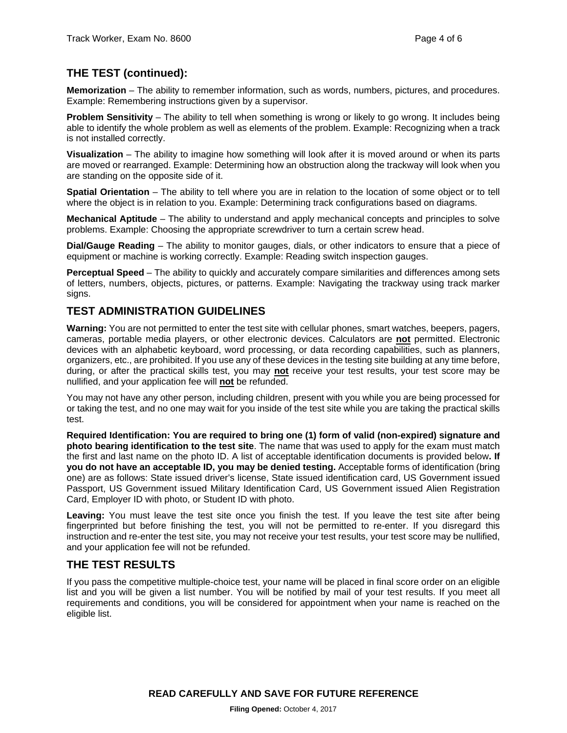## THE TEST (continued):

**Memorization** – The ability to remember information, such as words, numbers, pictures, and procedures. Example: Remembering instructions given by a supervisor.

**Problem Sensitivity** – The ability to tell when something is wrong or likely to go wrong. It includes being able to identify the whole problem as well as elements of the problem. Example: Recognizing when a track is not installed correctly.

**Visualization** – The ability to imagine how something will look after it is moved around or when its parts are moved or rearranged. Example: Determining how an obstruction along the trackway will look when you are standing on the opposite side of it.

**Spatial Orientation** – The ability to tell where you are in relation to the location of some object or to tell where the object is in relation to you. Example: Determining track configurations based on diagrams.

**Mechanical Aptitude** – The ability to understand and apply mechanical concepts and principles to solve problems. Example: Choosing the appropriate screwdriver to turn a certain screw head.

**Dial/Gauge Reading** – The ability to monitor gauges, dials, or other indicators to ensure that a piece of equipment or machine is working correctly. Example: Reading switch inspection gauges.

**Perceptual Speed** – The ability to quickly and accurately compare similarities and differences among sets of letters, numbers, objects, pictures, or patterns. Example: Navigating the trackway using track marker signs.

## TEST ADMINISTRATION GUIDELINES

**Warning:** You are not permitted to enter the test site with cellular phones, smart watches, beepers, pagers, cameras, portable media players, or other electronic devices. Calculators are **not** permitted. Electronic devices with an alphabetic keyboard, word processing, or data recording capabilities, such as planners, organizers, etc., are prohibited. If you use any of these devices in the testing site building at any time before, during, or after the practical skills test, you may **not** receive your test results, your test score may be nullified, and your application fee will **not** be refunded.

You may not have any other person, including children, present with you while you are being processed for or taking the test, and no one may wait for you inside of the test site while you are taking the practical skills test.

**Required Identification: You are required to bring one (1) form of valid (non-expired) signature and photo bearing identification to the test site**. The name that was used to apply for the exam must match the first and last name on the photo ID. A list of acceptable identification documents is provided below**. If you do not have an acceptable ID, you may be denied testing.** Acceptable forms of identification (bring one) are as follows: State issued driver's license, State issued identification card, US Government issued Passport, US Government issued Military Identification Card, US Government issued Alien Registration Card, Employer ID with photo, or Student ID with photo.

**Leaving:** You must leave the test site once you finish the test. If you leave the test site after being fingerprinted but before finishing the test, you will not be permitted to re-enter. If you disregard this instruction and re-enter the test site, you may not receive your test results, your test score may be nullified, and your application fee will not be refunded.

## THE TEST RESULTS

If you pass the competitive multiple-choice test, your name will be placed in final score order on an eligible list and you will be given a list number. You will be notified by mail of your test results. If you meet all requirements and conditions, you will be considered for appointment when your name is reached on the eligible list.

**READ CAREFULLY AND SAVE FOR FUTURE REFERENCE**

**Filing Opened:** October 4, 2017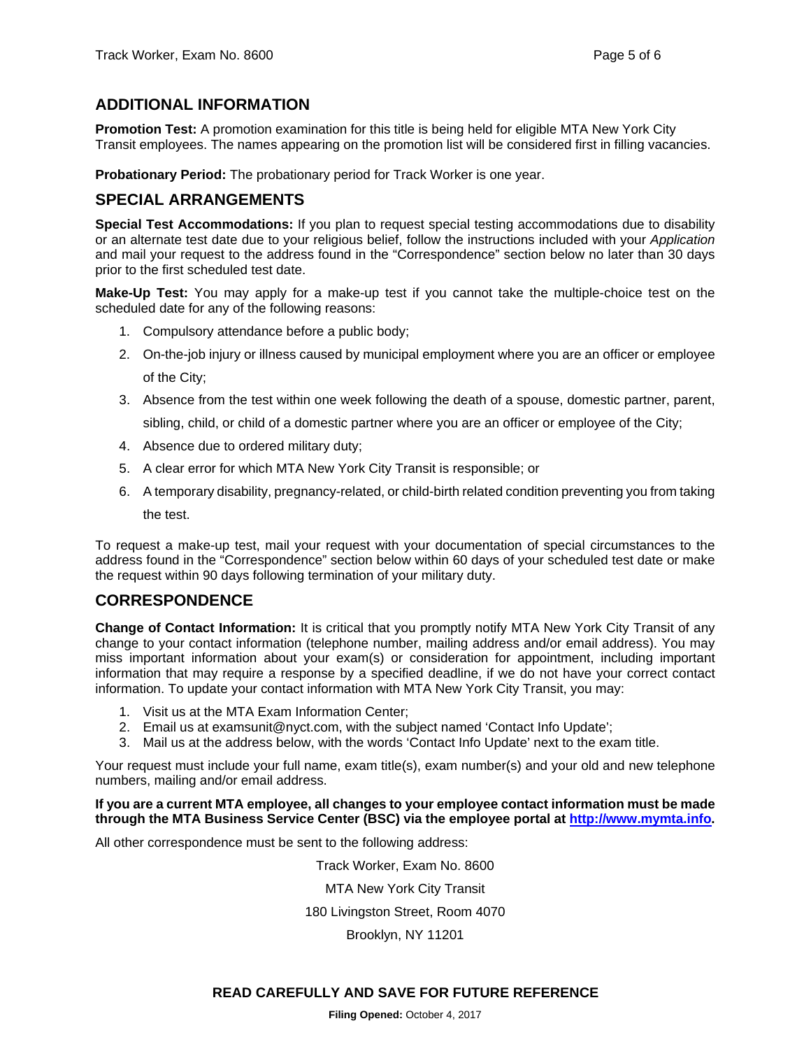## ADDITIONAL INFORMATION

**Promotion Test:** A promotion examination for this title is being held for eligible MTA New York City Transit employees. The names appearing on the promotion list will be considered first in filling vacancies.

**Probationary Period:** The probationary period for Track Worker is one year.

## SPECIAL ARRANGEMENTS

**Special Test Accommodations:** If you plan to request special testing accommodations due to disability or an alternate test date due to your religious belief, follow the instructions included with your *Application* and mail your request to the address found in the "Correspondence" section below no later than 30 days prior to the first scheduled test date.

**Make-Up Test:** You may apply for a make-up test if you cannot take the multiple-choice test on the scheduled date for any of the following reasons:

1. Compulsory attendance before a public body;
2. On-the-job injury or illness caused by municipal employment where you are an officer or employee of the City;
3. Absence from the test within one week following the death of a spouse, domestic partner, parent, sibling, child, or child of a domestic partner where you are an officer or employee of the City;
4. Absence due to ordered military duty;
5. A clear error for which MTA New York City Transit is responsible; or
6. A temporary disability, pregnancy-related, or child-birth related condition preventing you from taking the test.

To request a make-up test, mail your request with your documentation of special circumstances to the address found in the "Correspondence" section below within 60 days of your scheduled test date or make the request within 90 days following termination of your military duty.

## CORRESPONDENCE

**Change of Contact Information:** It is critical that you promptly notify MTA New York City Transit of any change to your contact information (telephone number, mailing address and/or email address). You may miss important information about your exam(s) or consideration for appointment, including important information that may require a response by a specified deadline, if we do not have your correct contact information. To update your contact information with MTA New York City Transit, you may:

1. Visit us at the MTA Exam Information Center;
2. Email us at examsunit@nyct.com, with the subject named 'Contact Info Update';
3. Mail us at the address below, with the words 'Contact Info Update' next to the exam title.

Your request must include your full name, exam title(s), exam number(s) and your old and new telephone numbers, mailing and/or email address.

**If you are a current MTA employee, all changes to your employee contact information must be made through the MTA Business Service Center (BSC) via the employee portal at [http://www.mymta.info](http://www.mymta.info).**

All other correspondence must be sent to the following address:

Track Worker, Exam No. 8600
MTA New York City Transit
180 Livingston Street, Room 4070
Brooklyn, NY 11201

**READ CAREFULLY AND SAVE FOR FUTURE REFERENCE**

**Filing Opened:** October 4, 2017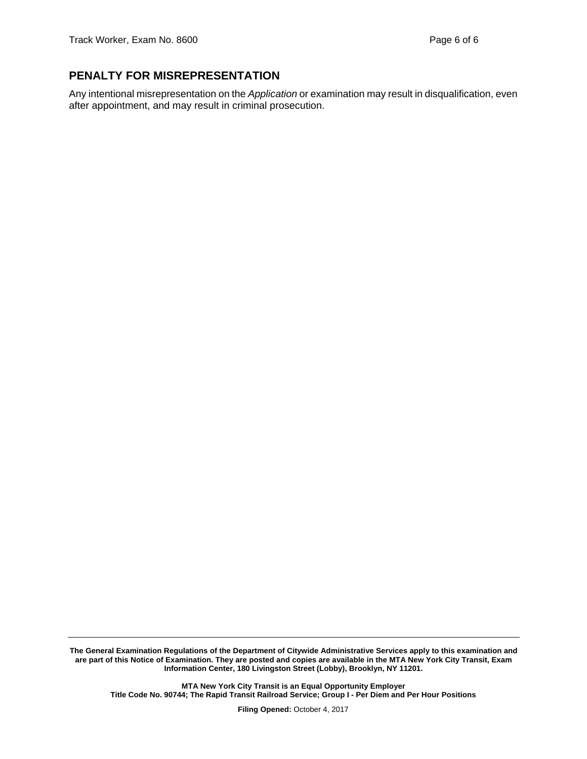## PENALTY FOR MISREPRESENTATION

Any intentional misrepresentation on the *Application* or examination may result in disqualification, even after appointment, and may result in criminal prosecution.

---

**The General Examination Regulations of the Department of Citywide Administrative Services apply to this examination and are part of this Notice of Examination. They are posted and copies are available in the MTA New York City Transit, Exam Information Center, 180 Livingston Street (Lobby), Brooklyn, NY 11201.**

**MTA New York City Transit is an Equal Opportunity Employer**
**Title Code No. 90744; The Rapid Transit Railroad Service; Group I - Per Diem and Per Hour Positions**

**Filing Opened:** October 4, 2017